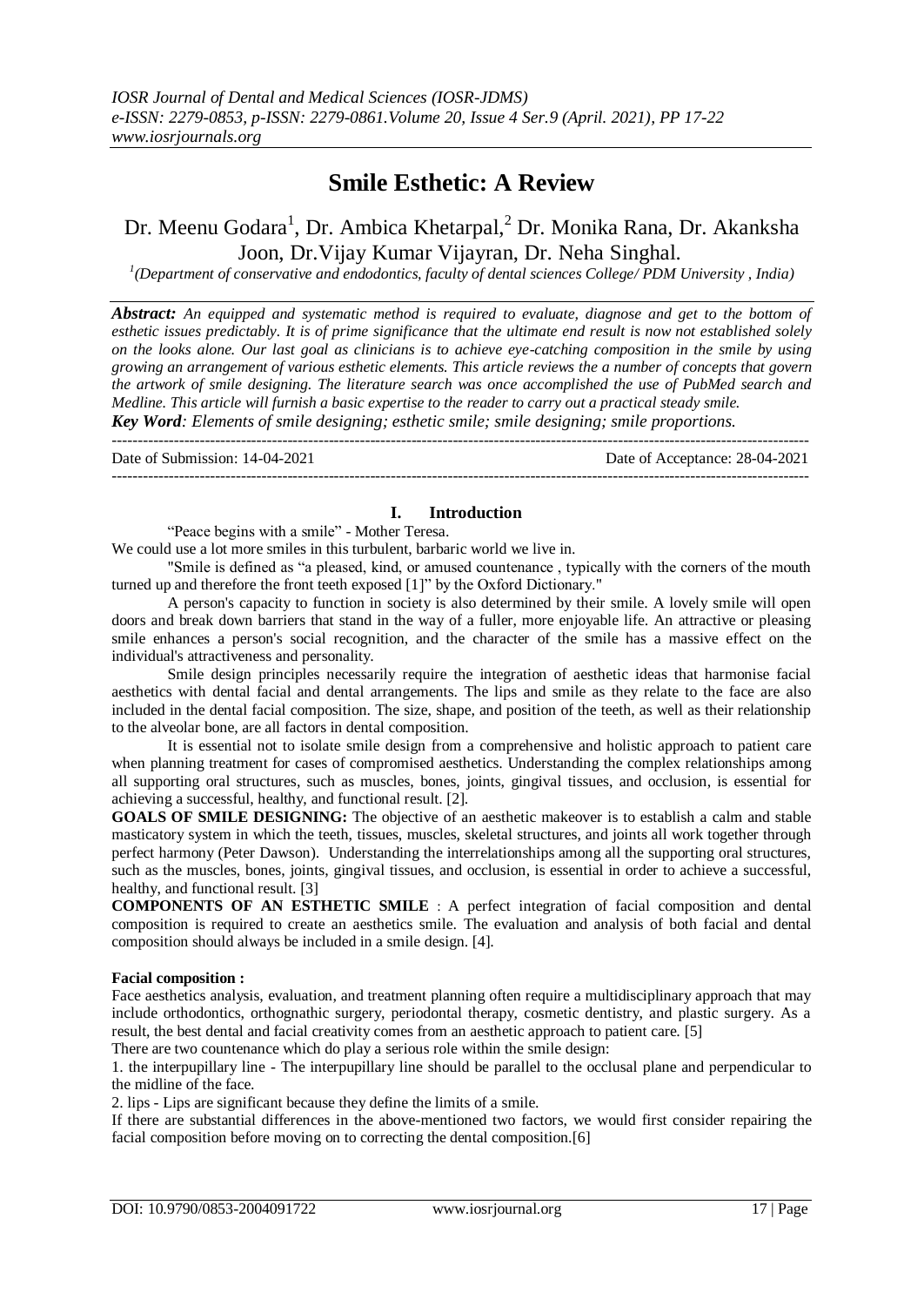# Smile Esthetic: A Review

Dr. Meenu Godara[1], Dr. Ambica Khetarpal,[2] Dr. Monika Rana, Dr. Akanksha Joon, Dr.Vijay Kumar Vijayran, Dr. Neha Singhal.

[1]*(Department of conservative and endodontics, faculty of dental sciences College/ PDM University , India)*

***Abstract:*** *An equipped and systematic method is required to evaluate, diagnose and get to the bottom of esthetic issues predictably. It is of prime significance that the ultimate end result is now not established solely on the looks alone. Our last goal as clinicians is to achieve eye-catching composition in the smile by using growing an arrangement of various esthetic elements. This article reviews the a number of concepts that govern the artwork of smile designing. The literature search was once accomplished the use of PubMed search and Medline. This article will furnish a basic expertise to the reader to carry out a practical steady smile.*

***Key Word****: Elements of smile designing; esthetic smile; smile designing; smile proportions.*

Date of Submission: 14-04-2021 Date of Acceptance: 28-04-2021

## I. Introduction

"Peace begins with a smile" - Mother Teresa.

We could use a lot more smiles in this turbulent, barbaric world we live in.

"Smile is defined as "a pleased, kind, or amused countenance , typically with the corners of the mouth turned up and therefore the front teeth exposed [1]" by the Oxford Dictionary."

A person's capacity to function in society is also determined by their smile. A lovely smile will open doors and break down barriers that stand in the way of a fuller, more enjoyable life. An attractive or pleasing smile enhances a person's social recognition, and the character of the smile has a massive effect on the individual's attractiveness and personality.

Smile design principles necessarily require the integration of aesthetic ideas that harmonise facial aesthetics with dental facial and dental arrangements. The lips and smile as they relate to the face are also included in the dental facial composition. The size, shape, and position of the teeth, as well as their relationship to the alveolar bone, are all factors in dental composition.

It is essential not to isolate smile design from a comprehensive and holistic approach to patient care when planning treatment for cases of compromised aesthetics. Understanding the complex relationships among all supporting oral structures, such as muscles, bones, joints, gingival tissues, and occlusion, is essential for achieving a successful, healthy, and functional result. [2].

**GOALS OF SMILE DESIGNING:** The objective of an aesthetic makeover is to establish a calm and stable masticatory system in which the teeth, tissues, muscles, skeletal structures, and joints all work together through perfect harmony (Peter Dawson). Understanding the interrelationships among all the supporting oral structures, such as the muscles, bones, joints, gingival tissues, and occlusion, is essential in order to achieve a successful, healthy, and functional result. [3]

**COMPONENTS OF AN ESTHETIC SMILE** : A perfect integration of facial composition and dental composition is required to create an aesthetics smile. The evaluation and analysis of both facial and dental composition should always be included in a smile design. [4].

**Facial composition :**

Face aesthetics analysis, evaluation, and treatment planning often require a multidisciplinary approach that may include orthodontics, orthognathic surgery, periodontal therapy, cosmetic dentistry, and plastic surgery. As a result, the best dental and facial creativity comes from an aesthetic approach to patient care. [5]

There are two countenance which do play a serious role within the smile design:

1. the interpupillary line - The interpupillary line should be parallel to the occlusal plane and perpendicular to the midline of the face.

2. lips - Lips are significant because they define the limits of a smile.

If there are substantial differences in the above-mentioned two factors, we would first consider repairing the facial composition before moving on to correcting the dental composition.[6]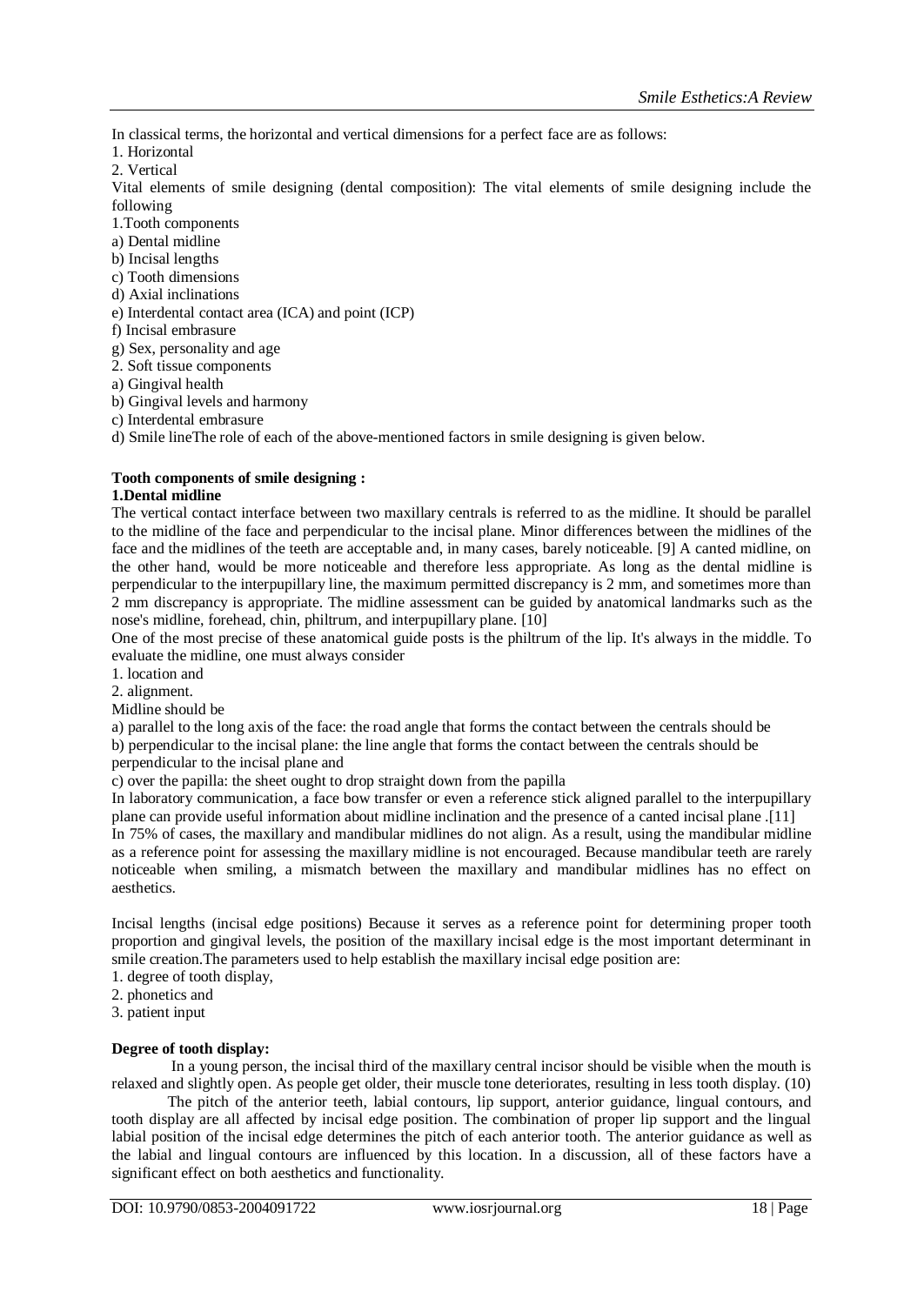In classical terms, the horizontal and vertical dimensions for a perfect face are as follows:

1. Horizontal
2. Vertical

Vital elements of smile designing (dental composition): The vital elements of smile designing include the following

1.Tooth components

a) Dental midline
b) Incisal lengths
c) Tooth dimensions
d) Axial inclinations
e) Interdental contact area (ICA) and point (ICP)
f) Incisal embrasure
g) Sex, personality and age

2. Soft tissue components

a) Gingival health
b) Gingival levels and harmony
c) Interdental embrasure
d) Smile lineThe role of each of the above-mentioned factors in smile designing is given below.

**Tooth components of smile designing :**

**1.Dental midline**

The vertical contact interface between two maxillary centrals is referred to as the midline. It should be parallel to the midline of the face and perpendicular to the incisal plane. Minor differences between the midlines of the face and the midlines of the teeth are acceptable and, in many cases, barely noticeable. [9] A canted midline, on the other hand, would be more noticeable and therefore less appropriate. As long as the dental midline is perpendicular to the interpupillary line, the maximum permitted discrepancy is 2 mm, and sometimes more than 2 mm discrepancy is appropriate. The midline assessment can be guided by anatomical landmarks such as the nose's midline, forehead, chin, philtrum, and interpupillary plane. [10]

One of the most precise of these anatomical guide posts is the philtrum of the lip. It's always in the middle. To evaluate the midline, one must always consider

1. location and
2. alignment.

Midline should be

a) parallel to the long axis of the face: the road angle that forms the contact between the centrals should be
b) perpendicular to the incisal plane: the line angle that forms the contact between the centrals should be perpendicular to the incisal plane and
c) over the papilla: the sheet ought to drop straight down from the papilla

In laboratory communication, a face bow transfer or even a reference stick aligned parallel to the interpupillary plane can provide useful information about midline inclination and the presence of a canted incisal plane .[11]

In 75% of cases, the maxillary and mandibular midlines do not align. As a result, using the mandibular midline as a reference point for assessing the maxillary midline is not encouraged. Because mandibular teeth are rarely noticeable when smiling, a mismatch between the maxillary and mandibular midlines has no effect on aesthetics.

Incisal lengths (incisal edge positions) Because it serves as a reference point for determining proper tooth proportion and gingival levels, the position of the maxillary incisal edge is the most important determinant in smile creation.The parameters used to help establish the maxillary incisal edge position are:

1. degree of tooth display,
2. phonetics and
3. patient input

**Degree of tooth display:**

In a young person, the incisal third of the maxillary central incisor should be visible when the mouth is relaxed and slightly open. As people get older, their muscle tone deteriorates, resulting in less tooth display. (10)

The pitch of the anterior teeth, labial contours, lip support, anterior guidance, lingual contours, and tooth display are all affected by incisal edge position. The combination of proper lip support and the lingual labial position of the incisal edge determines the pitch of each anterior tooth. The anterior guidance as well as the labial and lingual contours are influenced by this location. In a discussion, all of these factors have a significant effect on both aesthetics and functionality.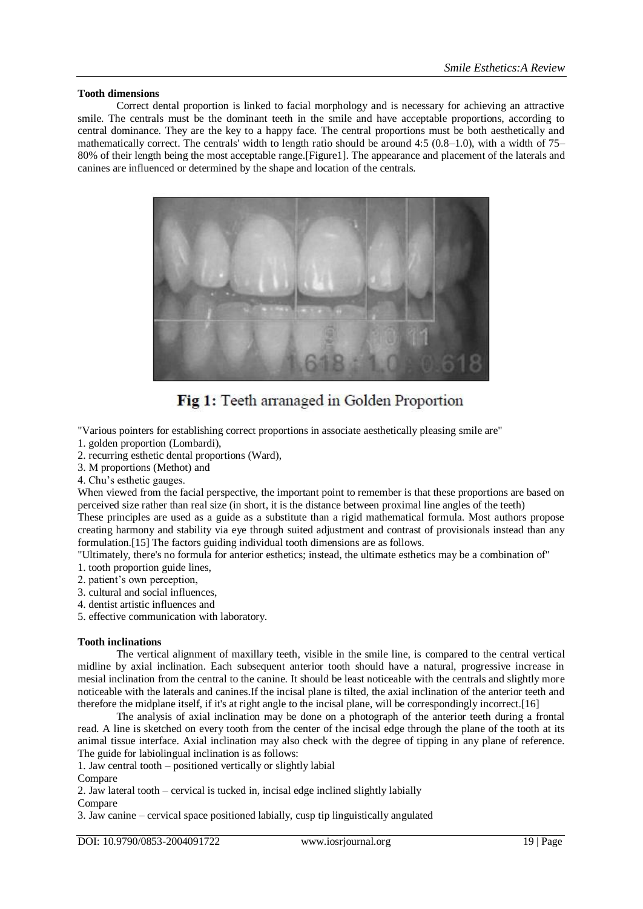**Tooth dimensions**

Correct dental proportion is linked to facial morphology and is necessary for achieving an attractive smile. The centrals must be the dominant teeth in the smile and have acceptable proportions, according to central dominance. They are the key to a happy face. The central proportions must be both aesthetically and mathematically correct. The centrals' width to length ratio should be around 4:5 (0.8–1.0), with a width of 75–80% of their length being the most acceptable range.[Figure1]. The appearance and placement of the laterals and canines are influenced or determined by the shape and location of the centrals.

**Fig 1:** Teeth arranaged in Golden Proportion

"Various pointers for establishing correct proportions in associate aesthetically pleasing smile are"

1. golden proportion (Lombardi),
2. recurring esthetic dental proportions (Ward),
3. M proportions (Methot) and
4. Chu's esthetic gauges.

When viewed from the facial perspective, the important point to remember is that these proportions are based on perceived size rather than real size (in short, it is the distance between proximal line angles of the teeth)

These principles are used as a guide as a substitute than a rigid mathematical formula. Most authors propose creating harmony and stability via eye through suited adjustment and contrast of provisionals instead than any formulation.[15] The factors guiding individual tooth dimensions are as follows.

"Ultimately, there's no formula for anterior esthetics; instead, the ultimate esthetics may be a combination of"

1. tooth proportion guide lines,
2. patient's own perception,
3. cultural and social influences,
4. dentist artistic influences and
5. effective communication with laboratory.

**Tooth inclinations**

The vertical alignment of maxillary teeth, visible in the smile line, is compared to the central vertical midline by axial inclination. Each subsequent anterior tooth should have a natural, progressive increase in mesial inclination from the central to the canine. It should be least noticeable with the centrals and slightly more noticeable with the laterals and canines.If the incisal plane is tilted, the axial inclination of the anterior teeth and therefore the midplane itself, if it's at right angle to the incisal plane, will be correspondingly incorrect.[16]

The analysis of axial inclination may be done on a photograph of the anterior teeth during a frontal read. A line is sketched on every tooth from the center of the incisal edge through the plane of the tooth at its animal tissue interface. Axial inclination may also check with the degree of tipping in any plane of reference. The guide for labiolingual inclination is as follows:

1. Jaw central tooth – positioned vertically or slightly labial

Compare

2. Jaw lateral tooth – cervical is tucked in, incisal edge inclined slightly labially

Compare

3. Jaw canine – cervical space positioned labially, cusp tip linguistically angulated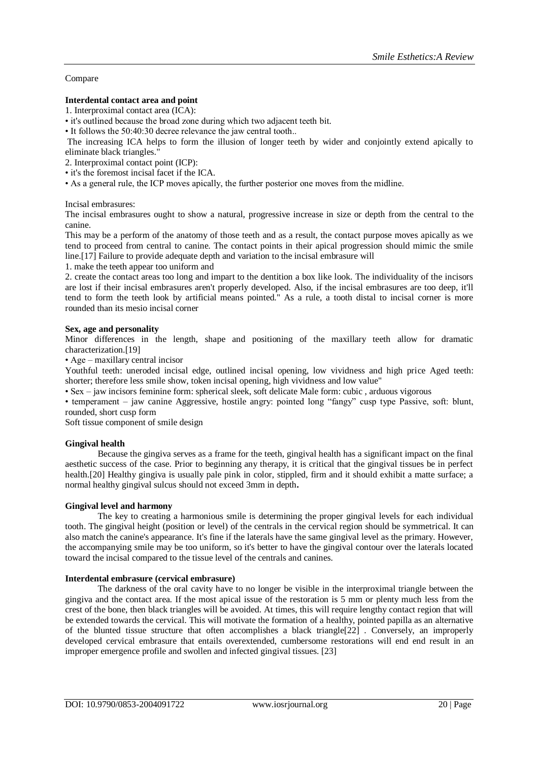Compare

**Interdental contact area and point**

1. Interproximal contact area (ICA):

• it's outlined because the broad zone during which two adjacent teeth bit.

• It follows the 50:40:30 decree relevance the jaw central tooth..

The increasing ICA helps to form the illusion of longer teeth by wider and conjointly extend apically to eliminate black triangles."

2. Interproximal contact point (ICP):

• it's the foremost incisal facet if the ICA.

• As a general rule, the ICP moves apically, the further posterior one moves from the midline.

Incisal embrasures:

The incisal embrasures ought to show a natural, progressive increase in size or depth from the central to the canine.

This may be a perform of the anatomy of those teeth and as a result, the contact purpose moves apically as we tend to proceed from central to canine. The contact points in their apical progression should mimic the smile line.[17] Failure to provide adequate depth and variation to the incisal embrasure will

1. make the teeth appear too uniform and

2. create the contact areas too long and impart to the dentition a box like look. The individuality of the incisors are lost if their incisal embrasures aren't properly developed. Also, if the incisal embrasures are too deep, it'll tend to form the teeth look by artificial means pointed." As a rule, a tooth distal to incisal corner is more rounded than its mesio incisal corner

**Sex, age and personality**

Minor differences in the length, shape and positioning of the maxillary teeth allow for dramatic characterization.[19]

• Age – maxillary central incisor

Youthful teeth: uneroded incisal edge, outlined incisal opening, low vividness and high price Aged teeth: shorter; therefore less smile show, token incisal opening, high vividness and low value"

• Sex – jaw incisors feminine form: spherical sleek, soft delicate Male form: cubic , arduous vigorous

• temperament – jaw canine Aggressive, hostile angry: pointed long "fangy" cusp type Passive, soft: blunt, rounded, short cusp form

Soft tissue component of smile design

**Gingival health**

Because the gingiva serves as a frame for the teeth, gingival health has a significant impact on the final aesthetic success of the case. Prior to beginning any therapy, it is critical that the gingival tissues be in perfect health.[20] Healthy gingiva is usually pale pink in color, stippled, firm and it should exhibit a matte surface; a normal healthy gingival sulcus should not exceed 3mm in depth**.**

**Gingival level and harmony**

The key to creating a harmonious smile is determining the proper gingival levels for each individual tooth. The gingival height (position or level) of the centrals in the cervical region should be symmetrical. It can also match the canine's appearance. It's fine if the laterals have the same gingival level as the primary. However, the accompanying smile may be too uniform, so it's better to have the gingival contour over the laterals located toward the incisal compared to the tissue level of the centrals and canines.

**Interdental embrasure (cervical embrasure)**

The darkness of the oral cavity have to no longer be visible in the interproximal triangle between the gingiva and the contact area. If the most apical issue of the restoration is 5 mm or plenty much less from the crest of the bone, then black triangles will be avoided. At times, this will require lengthy contact region that will be extended towards the cervical. This will motivate the formation of a healthy, pointed papilla as an alternative of the blunted tissue structure that often accomplishes a black triangle[22] . Conversely, an improperly developed cervical embrasure that entails overextended, cumbersome restorations will end end result in an improper emergence profile and swollen and infected gingival tissues. [23]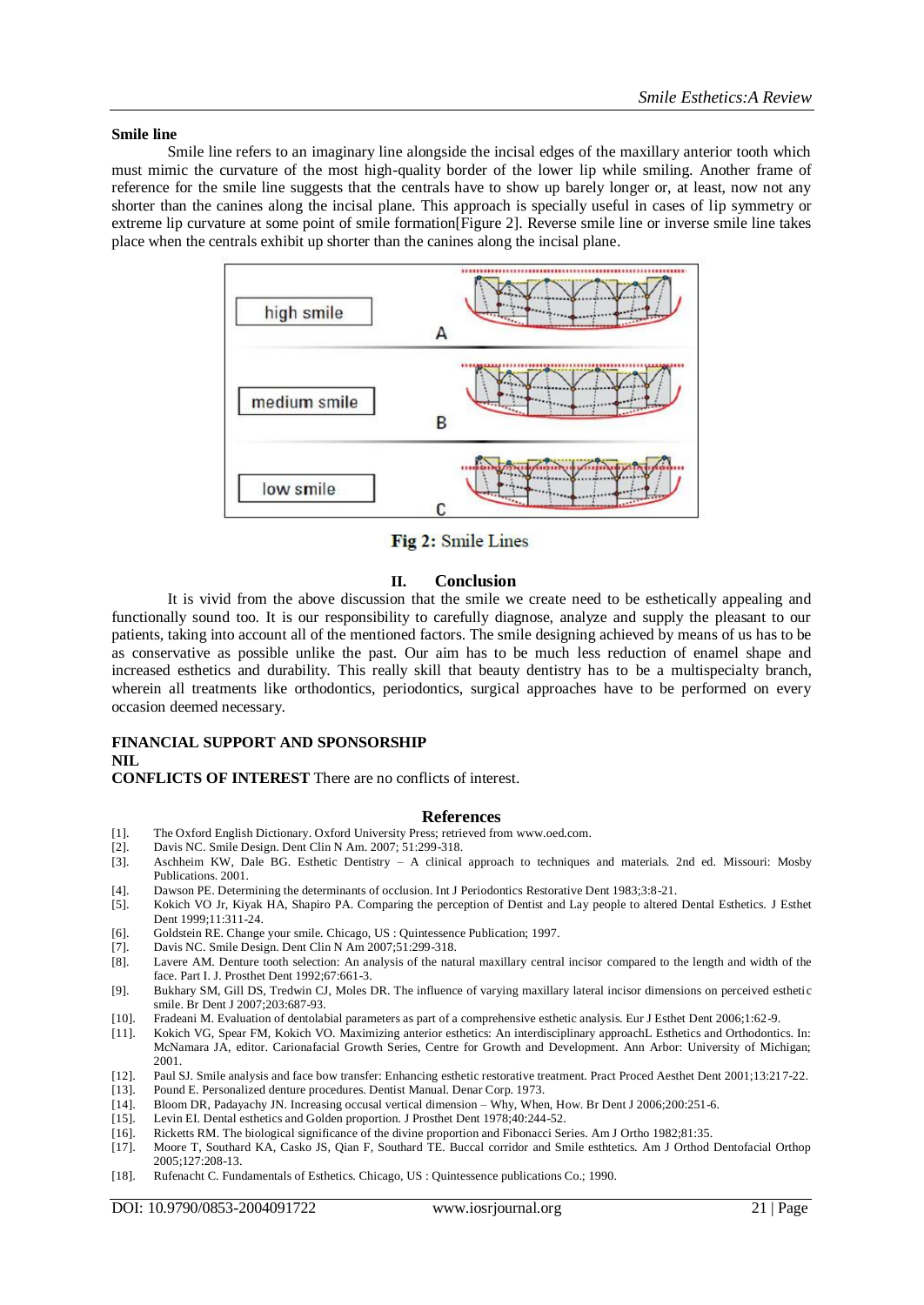### Smile line

Smile line refers to an imaginary line alongside the incisal edges of the maxillary anterior tooth which must mimic the curvature of the most high-quality border of the lower lip while smiling. Another frame of reference for the smile line suggests that the centrals have to show up barely longer or, at least, now not any shorter than the canines along the incisal plane. This approach is specially useful in cases of lip symmetry or extreme lip curvature at some point of smile formation[Figure 2]. Reverse smile line or inverse smile line takes place when the centrals exhibit up shorter than the canines along the incisal plane.

**Fig 2:** Smile Lines

## II. Conclusion

It is vivid from the above discussion that the smile we create need to be esthetically appealing and functionally sound too. It is our responsibility to carefully diagnose, analyze and supply the pleasant to our patients, taking into account all of the mentioned factors. The smile designing achieved by means of us has to be as conservative as possible unlike the past. Our aim has to be much less reduction of enamel shape and increased esthetics and durability. This really skill that beauty dentistry has to be a multispecialty branch, wherein all treatments like orthodontics, periodontics, surgical approaches have to be performed on every occasion deemed necessary.

**FINANCIAL SUPPORT AND SPONSORSHIP**
**NIL**
**CONFLICTS OF INTEREST** There are no conflicts of interest.

## References

[1]. The Oxford English Dictionary. Oxford University Press; retrieved from www.oed.com.
[2]. Davis NC. Smile Design. Dent Clin N Am. 2007; 51:299-318.
[3]. Aschheim KW, Dale BG. Esthetic Dentistry – A clinical approach to techniques and materials. 2nd ed. Missouri: Mosby Publications. 2001.
[4]. Dawson PE. Determining the determinants of occlusion. Int J Periodontics Restorative Dent 1983;3:8-21.
[5]. Kokich VO Jr, Kiyak HA, Shapiro PA. Comparing the perception of Dentist and Lay people to altered Dental Esthetics. J Esthet Dent 1999;11:311-24.
[6]. Goldstein RE. Change your smile. Chicago, US : Quintessence Publication; 1997.
[7]. Davis NC. Smile Design. Dent Clin N Am 2007;51:299-318.
[8]. Lavere AM. Denture tooth selection: An analysis of the natural maxillary central incisor compared to the length and width of the face. Part I. J. Prosthet Dent 1992;67:661-3.
[9]. Bukhary SM, Gill DS, Tredwin CJ, Moles DR. The influence of varying maxillary lateral incisor dimensions on perceived esthetic smile. Br Dent J 2007;203:687-93.
[10]. Fradeani M. Evaluation of dentolabial parameters as part of a comprehensive esthetic analysis. Eur J Esthet Dent 2006;1:62-9.
[11]. Kokich VG, Spear FM, Kokich VO. Maximizing anterior esthetics: An interdisciplinary approachL Esthetics and Orthodontics. In: McNamara JA, editor. Carionafacial Growth Series, Centre for Growth and Development. Ann Arbor: University of Michigan; 2001.
[12]. Paul SJ. Smile analysis and face bow transfer: Enhancing esthetic restorative treatment. Pract Proced Aesthet Dent 2001;13:217-22.
[13]. Pound E. Personalized denture procedures. Dentist Manual. Denar Corp. 1973.
[14]. Bloom DR, Padayachy JN. Increasing occusal vertical dimension – Why, When, How. Br Dent J 2006;200:251-6.
[15]. Levin EI. Dental esthetics and Golden proportion. J Prosthet Dent 1978;40:244-52.
[16]. Ricketts RM. The biological significance of the divine proportion and Fibonacci Series. Am J Ortho 1982;81:35.
[17]. Moore T, Southard KA, Casko JS, Qian F, Southard TE. Buccal corridor and Smile esthtetics. Am J Orthod Dentofacial Orthop 2005;127:208-13.
[18]. Rufenacht C. Fundamentals of Esthetics. Chicago, US : Quintessence publications Co.; 1990.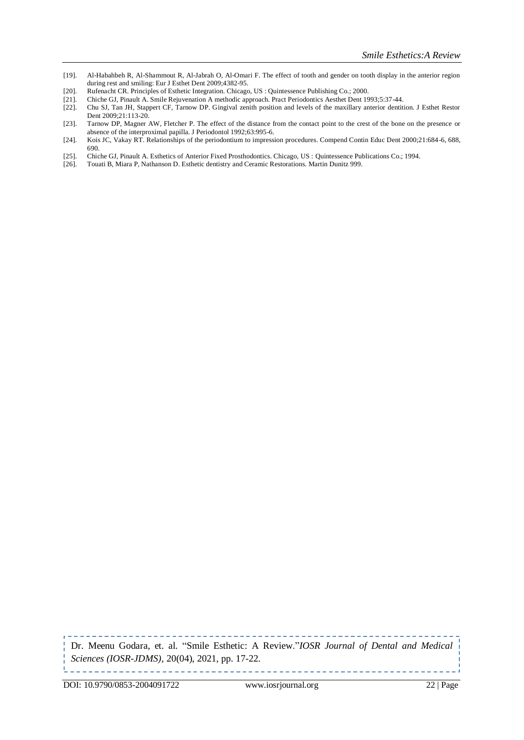[19]. Al-Habahbeh R, Al-Shammout R, Al-Jabrah O, Al-Omari F. The effect of tooth and gender on tooth display in the anterior region during rest and smiling: Eur J Esthet Dent 2009;4382-95.

[20]. Rufenacht CR. Principles of Esthetic Integration. Chicago, US : Quintessence Publishing Co.; 2000.

[21]. Chiche GJ, Pinault A. Smile Rejuvenation A methodic approach. Pract Periodontics Aesthet Dent 1993;5:37-44.

[22]. Chu SJ, Tan JH, Stappert CF, Tarnow DP. Gingival zenith position and levels of the maxillary anterior dentition. J Esthet Restor Dent 2009;21:113-20.

[23]. Tarnow DP, Magner AW, Fletcher P. The effect of the distance from the contact point to the crest of the bone on the presence or absence of the interproximal papilla. J Periodontol 1992;63:995-6.

[24]. Kois JC, Vakay RT. Relationships of the periodontium to impression procedures. Compend Contin Educ Dent 2000;21:684-6, 688, 690.

[25]. Chiche GJ, Pinault A. Esthetics of Anterior Fixed Prosthodontics. Chicago, US : Quintessence Publications Co.; 1994.

[26]. Touati B, Miara P, Nathanson D. Esthetic dentistry and Ceramic Restorations. Martin Dunitz 999.

Dr. Meenu Godara, et. al. "Smile Esthetic: A Review."*IOSR Journal of Dental and Medical Sciences (IOSR-JDMS),* 20(04), 2021, pp. 17-22.